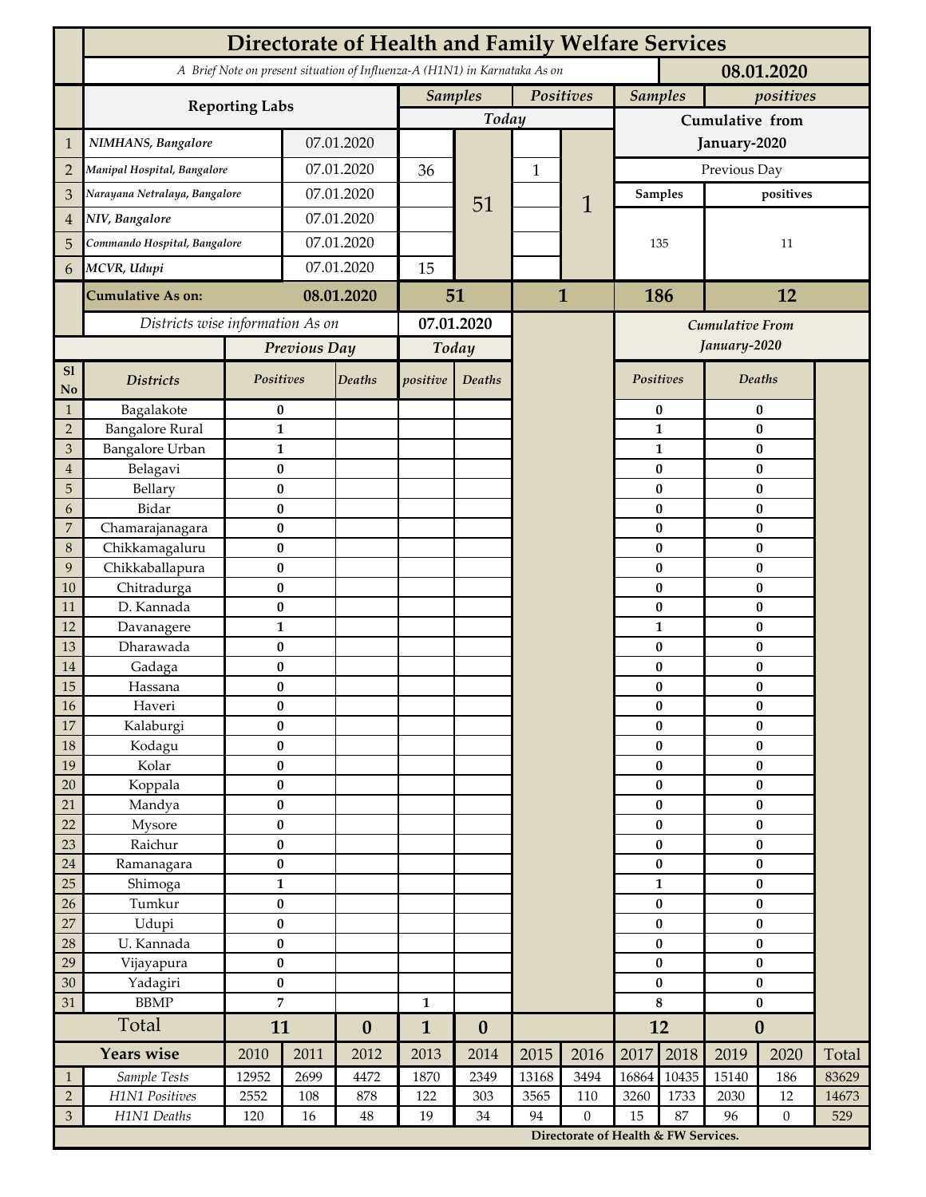# Directorate of Health and Family Welfare Services

*A Brief Note on present situation of Influenza-A (H1N1) in Karnataka As on* **08.01.2020**

| | Reporting Labs | | Samples Today | | Positives Today | | Samples (Cumulative from January-2020) | positives (Cumulative from January-2020) |
|---|---|---|---|---|---|---|---|---|
| 1 | *NIMHANS, Bangalore* | 07.01.2020 | | 51 | | 1 | Previous Day | |
| 2 | *Manipal Hospital, Bangalore* | 07.01.2020 | 36 | | 1 | | Samples | positives |
| 3 | *Narayana Netralaya, Bangalore* | 07.01.2020 | | | | | 135 | 11 |
| 4 | *NIV, Bangalore* | 07.01.2020 | | | | | | |
| 5 | *Commando Hospital, Bangalore* | 07.01.2020 | | | | | | |
| 6 | *MCVR, Udupi* | 07.01.2020 | 15 | | | | | |
| | **Cumulative As on:** | **08.01.2020** | **51** | | **1** | | **186** | **12** |

*Districts wise information As on* **07.01.2020**

| Sl No | Districts | Previous Day Positives | Previous Day Deaths | Today positive | Today Deaths | Cumulative From January-2020 Positives | Cumulative From January-2020 Deaths |
|---|---|---|---|---|---|---|---|
| 1 | Bagalakote | 0 | | | | 0 | 0 |
| 2 | Bangalore Rural | 1 | | | | 1 | 0 |
| 3 | Bangalore Urban | 1 | | | | 1 | 0 |
| 4 | Belagavi | 0 | | | | 0 | 0 |
| 5 | Bellary | 0 | | | | 0 | 0 |
| 6 | Bidar | 0 | | | | 0 | 0 |
| 7 | Chamarajanagara | 0 | | | | 0 | 0 |
| 8 | Chikkamagaluru | 0 | | | | 0 | 0 |
| 9 | Chikkaballapura | 0 | | | | 0 | 0 |
| 10 | Chitradurga | 0 | | | | 0 | 0 |
| 11 | D. Kannada | 0 | | | | 0 | 0 |
| 12 | Davanagere | 1 | | | | 1 | 0 |
| 13 | Dharawada | 0 | | | | 0 | 0 |
| 14 | Gadaga | 0 | | | | 0 | 0 |
| 15 | Hassana | 0 | | | | 0 | 0 |
| 16 | Haveri | 0 | | | | 0 | 0 |
| 17 | Kalaburgi | 0 | | | | 0 | 0 |
| 18 | Kodagu | 0 | | | | 0 | 0 |
| 19 | Kolar | 0 | | | | 0 | 0 |
| 20 | Koppala | 0 | | | | 0 | 0 |
| 21 | Mandya | 0 | | | | 0 | 0 |
| 22 | Mysore | 0 | | | | 0 | 0 |
| 23 | Raichur | 0 | | | | 0 | 0 |
| 24 | Ramanagara | 0 | | | | 0 | 0 |
| 25 | Shimoga | 1 | | | | 1 | 0 |
| 26 | Tumkur | 0 | | | | 0 | 0 |
| 27 | Udupi | 0 | | | | 0 | 0 |
| 28 | U. Kannada | 0 | | | | 0 | 0 |
| 29 | Vijayapura | 0 | | | | 0 | 0 |
| 30 | Yadagiri | 0 | | | | 0 | 0 |
| 31 | BBMP | 7 | | 1 | | 8 | 0 |
| | **Total** | **11** | **0** | **1** | **0** | **12** | **0** |

| | Years wise | 2010 | 2011 | 2012 | 2013 | 2014 | 2015 | 2016 | 2017 | 2018 | 2019 | 2020 | Total |
|---|---|---|---|---|---|---|---|---|---|---|---|---|---|
| 1 | *Sample Tests* | 12952 | 2699 | 4472 | 1870 | 2349 | 13168 | 3494 | 16864 | 10435 | 15140 | 186 | 83629 |
| 2 | *H1N1 Positives* | 2552 | 108 | 878 | 122 | 303 | 3565 | 110 | 3260 | 1733 | 2030 | 12 | 14673 |
| 3 | *H1N1 Deaths* | 120 | 16 | 48 | 19 | 34 | 94 | 0 | 15 | 87 | 96 | 0 | 529 |

**Directorate of Health & FW Services.**